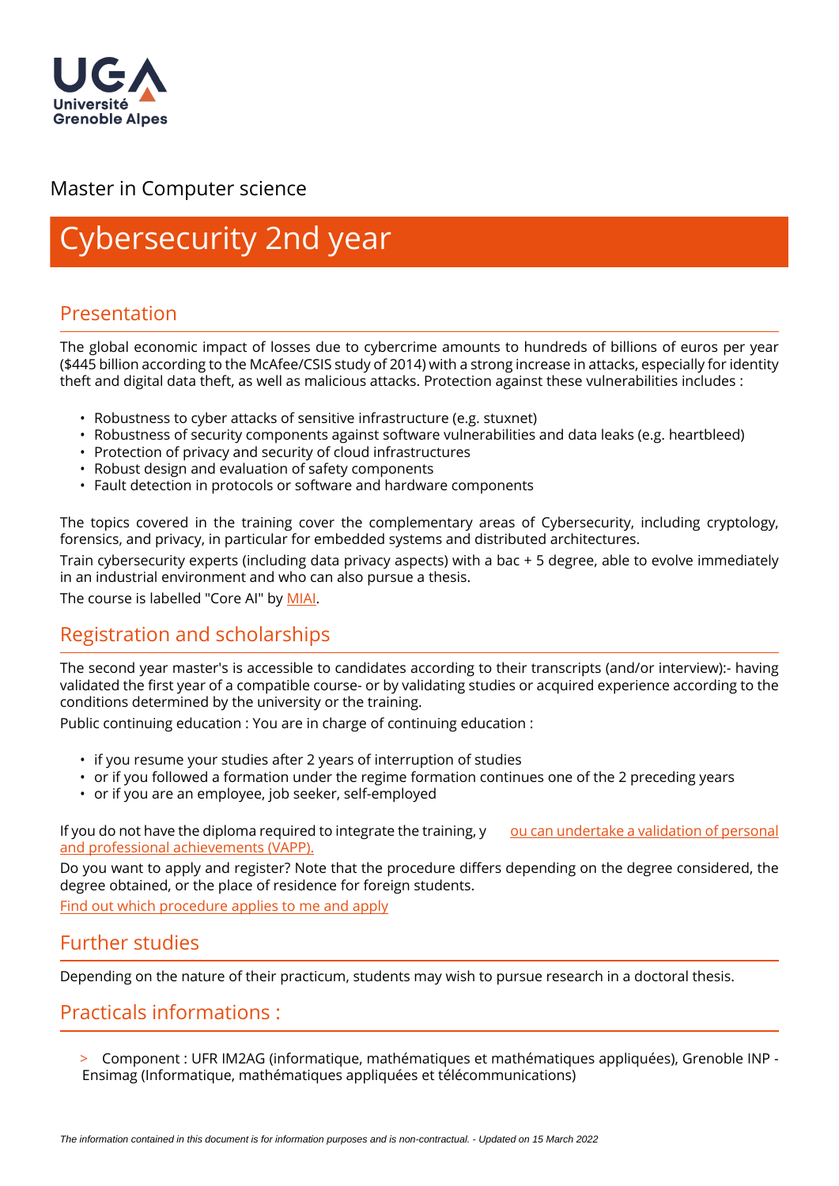Université Grenoble Alpes

Master in Computer science

# Cybersecurity 2nd year

## Presentation

The global economic impact of losses due to cybercrime amounts to hundreds of billions of euros per year ($445 billion according to the McAfee/CSIS study of 2014) with a strong increase in attacks, especially for identity theft and digital data theft, as well as malicious attacks. Protection against these vulnerabilities includes :

- Robustness to cyber attacks of sensitive infrastructure (e.g. stuxnet)
- Robustness of security components against software vulnerabilities and data leaks (e.g. heartbleed)
- Protection of privacy and security of cloud infrastructures
- Robust design and evaluation of safety components
- Fault detection in protocols or software and hardware components

The topics covered in the training cover the complementary areas of Cybersecurity, including cryptology, forensics, and privacy, in particular for embedded systems and distributed architectures.

Train cybersecurity experts (including data privacy aspects) with a bac + 5 degree, able to evolve immediately in an industrial environment and who can also pursue a thesis.

The course is labelled "Core AI" by MIAI.

## Registration and scholarships

The second year master's is accessible to candidates according to their transcripts (and/or interview):- having validated the first year of a compatible course- or by validating studies or acquired experience according to the conditions determined by the university or the training.

Public continuing education : You are in charge of continuing education :

- if you resume your studies after 2 years of interruption of studies
- or if you followed a formation under the regime formation continues one of the 2 preceding years
- or if you are an employee, job seeker, self-employed

If you do not have the diploma required to integrate the training, you can undertake a validation of personal and professional achievements (VAPP).

Do you want to apply and register? Note that the procedure differs depending on the degree considered, the degree obtained, or the place of residence for foreign students.

Find out which procedure applies to me and apply

## Further studies

Depending on the nature of their practicum, students may wish to pursue research in a doctoral thesis.

## Practicals informations :

> Component : UFR IM2AG (informatique, mathématiques et mathématiques appliquées), Grenoble INP - Ensimag (Informatique, mathématiques appliquées et télécommunications)

*The information contained in this document is for information purposes and is non-contractual. - Updated on 15 March 2022*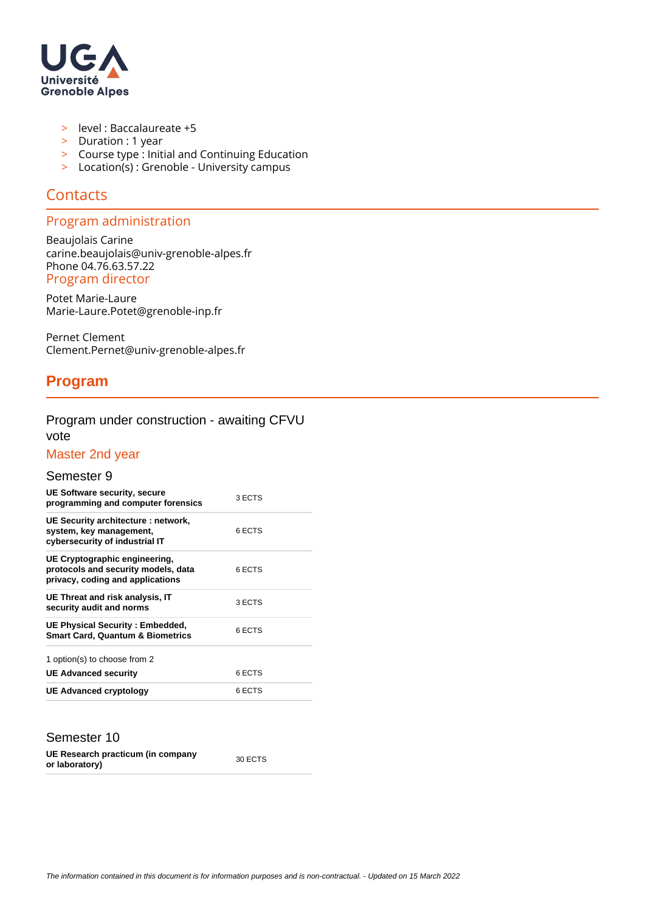Université Grenoble Alpes

- level : Baccalaureate +5
- Duration : 1 year
- Course type : Initial and Continuing Education
- Location(s) : Grenoble - University campus

## Contacts

### Program administration

Beaujolais Carine
carine.beaujolais@univ-grenoble-alpes.fr
Phone 04.76.63.57.22

### Program director

Potet Marie-Laure
Marie-Laure.Potet@grenoble-inp.fr

Pernet Clement
Clement.Pernet@univ-grenoble-alpes.fr

## Program

Program under construction - awaiting CFVU vote

### Master 2nd year

#### Semester 9

| | |
|---|---|
| **UE Software security, secure programming and computer forensics** | 3 ECTS |
| **UE Security architecture : network, system, key management, cybersecurity of industrial IT** | 6 ECTS |
| **UE Cryptographic engineering, protocols and security models, data privacy, coding and applications** | 6 ECTS |
| **UE Threat and risk analysis, IT security audit and norms** | 3 ECTS |
| **UE Physical Security : Embedded, Smart Card, Quantum & Biometrics** | 6 ECTS |

1 option(s) to choose from 2

| | |
|---|---|
| **UE Advanced security** | 6 ECTS |
| **UE Advanced cryptology** | 6 ECTS |

#### Semester 10

| | |
|---|---|
| **UE Research practicum (in company or laboratory)** | 30 ECTS |

*The information contained in this document is for information purposes and is non-contractual. - Updated on 15 March 2022*